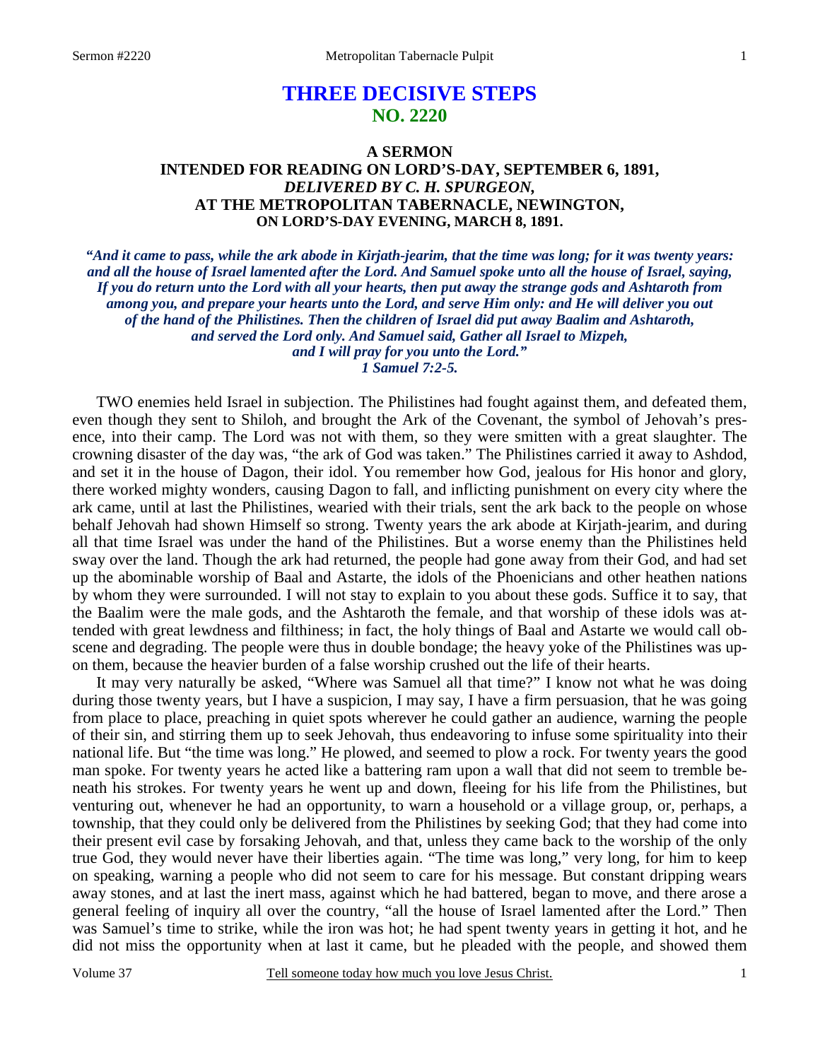# THREE DECISIVE STEPS
## NO. 2220

### A SERMON
### INTENDED FOR READING ON LORD'S-DAY, SEPTEMBER 6, 1891,
### *DELIVERED BY C. H. SPURGEON,*
### AT THE METROPOLITAN TABERNACLE, NEWINGTON,
### ON LORD'S-DAY EVENING, MARCH 8, 1891.

***"And it came to pass, while the ark abode in Kirjath-jearim, that the time was long; for it was twenty years: and all the house of Israel lamented after the Lord. And Samuel spoke unto all the house of Israel, saying, If you do return unto the Lord with all your hearts, then put away the strange gods and Ashtaroth from among you, and prepare your hearts unto the Lord, and serve Him only: and He will deliver you out of the hand of the Philistines. Then the children of Israel did put away Baalim and Ashtaroth, and served the Lord only. And Samuel said, Gather all Israel to Mizpeh, and I will pray for you unto the Lord."***
***1 Samuel 7:2-5.***

TWO enemies held Israel in subjection. The Philistines had fought against them, and defeated them, even though they sent to Shiloh, and brought the Ark of the Covenant, the symbol of Jehovah's presence, into their camp. The Lord was not with them, so they were smitten with a great slaughter. The crowning disaster of the day was, "the ark of God was taken." The Philistines carried it away to Ashdod, and set it in the house of Dagon, their idol. You remember how God, jealous for His honor and glory, there worked mighty wonders, causing Dagon to fall, and inflicting punishment on every city where the ark came, until at last the Philistines, wearied with their trials, sent the ark back to the people on whose behalf Jehovah had shown Himself so strong. Twenty years the ark abode at Kirjath-jearim, and during all that time Israel was under the hand of the Philistines. But a worse enemy than the Philistines held sway over the land. Though the ark had returned, the people had gone away from their God, and had set up the abominable worship of Baal and Astarte, the idols of the Phoenicians and other heathen nations by whom they were surrounded. I will not stay to explain to you about these gods. Suffice it to say, that the Baalim were the male gods, and the Ashtaroth the female, and that worship of these idols was attended with great lewdness and filthiness; in fact, the holy things of Baal and Astarte we would call obscene and degrading. The people were thus in double bondage; the heavy yoke of the Philistines was upon them, because the heavier burden of a false worship crushed out the life of their hearts.

It may very naturally be asked, "Where was Samuel all that time?" I know not what he was doing during those twenty years, but I have a suspicion, I may say, I have a firm persuasion, that he was going from place to place, preaching in quiet spots wherever he could gather an audience, warning the people of their sin, and stirring them up to seek Jehovah, thus endeavoring to infuse some spirituality into their national life. But "the time was long." He plowed, and seemed to plow a rock. For twenty years the good man spoke. For twenty years he acted like a battering ram upon a wall that did not seem to tremble beneath his strokes. For twenty years he went up and down, fleeing for his life from the Philistines, but venturing out, whenever he had an opportunity, to warn a household or a village group, or, perhaps, a township, that they could only be delivered from the Philistines by seeking God; that they had come into their present evil case by forsaking Jehovah, and that, unless they came back to the worship of the only true God, they would never have their liberties again. "The time was long," very long, for him to keep on speaking, warning a people who did not seem to care for his message. But constant dripping wears away stones, and at last the inert mass, against which he had battered, began to move, and there arose a general feeling of inquiry all over the country, "all the house of Israel lamented after the Lord." Then was Samuel's time to strike, while the iron was hot; he had spent twenty years in getting it hot, and he did not miss the opportunity when at last it came, but he pleaded with the people, and showed them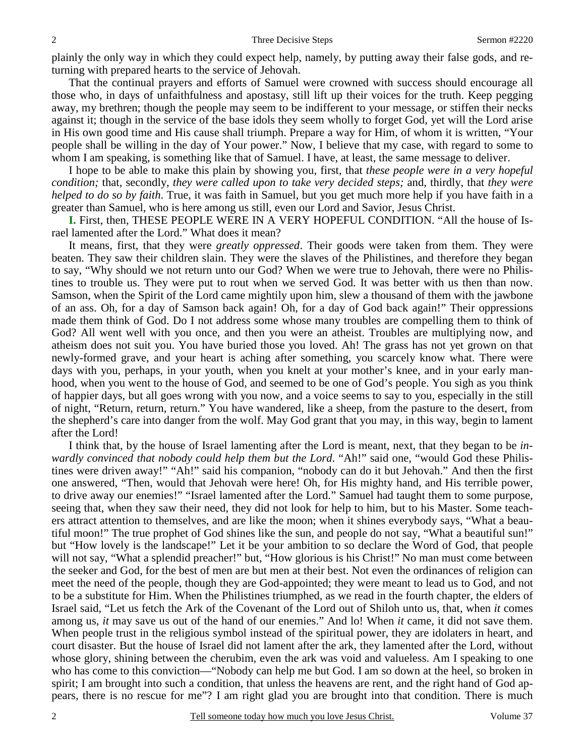plainly the only way in which they could expect help, namely, by putting away their false gods, and returning with prepared hearts to the service of Jehovah.

That the continual prayers and efforts of Samuel were crowned with success should encourage all those who, in days of unfaithfulness and apostasy, still lift up their voices for the truth. Keep pegging away, my brethren; though the people may seem to be indifferent to your message, or stiffen their necks against it; though in the service of the base idols they seem wholly to forget God, yet will the Lord arise in His own good time and His cause shall triumph. Prepare a way for Him, of whom it is written, "Your people shall be willing in the day of Your power." Now, I believe that my case, with regard to some to whom I am speaking, is something like that of Samuel. I have, at least, the same message to deliver.

I hope to be able to make this plain by showing you, first, that *these people were in a very hopeful condition;* that, secondly, *they were called upon to take very decided steps;* and, thirdly, that *they were helped to do so by faith*. True, it was faith in Samuel, but you get much more help if you have faith in a greater than Samuel, who is here among us still, even our Lord and Savior, Jesus Christ.

**I.** First, then, THESE PEOPLE WERE IN A VERY HOPEFUL CONDITION. "All the house of Israel lamented after the Lord." What does it mean?

It means, first, that they were *greatly oppressed*. Their goods were taken from them. They were beaten. They saw their children slain. They were the slaves of the Philistines, and therefore they began to say, "Why should we not return unto our God? When we were true to Jehovah, there were no Philistines to trouble us. They were put to rout when we served God. It was better with us then than now. Samson, when the Spirit of the Lord came mightily upon him, slew a thousand of them with the jawbone of an ass. Oh, for a day of Samson back again! Oh, for a day of God back again!" Their oppressions made them think of God. Do I not address some whose many troubles are compelling them to think of God? All went well with you once, and then you were an atheist. Troubles are multiplying now, and atheism does not suit you. You have buried those you loved. Ah! The grass has not yet grown on that newly-formed grave, and your heart is aching after something, you scarcely know what. There were days with you, perhaps, in your youth, when you knelt at your mother's knee, and in your early manhood, when you went to the house of God, and seemed to be one of God's people. You sigh as you think of happier days, but all goes wrong with you now, and a voice seems to say to you, especially in the still of night, "Return, return, return." You have wandered, like a sheep, from the pasture to the desert, from the shepherd's care into danger from the wolf. May God grant that you may, in this way, begin to lament after the Lord!

I think that, by the house of Israel lamenting after the Lord is meant, next, that they began to be *inwardly convinced that nobody could help them but the Lord*. "Ah!" said one, "would God these Philistines were driven away!" "Ah!" said his companion, "nobody can do it but Jehovah." And then the first one answered, "Then, would that Jehovah were here! Oh, for His mighty hand, and His terrible power, to drive away our enemies!" "Israel lamented after the Lord." Samuel had taught them to some purpose, seeing that, when they saw their need, they did not look for help to him, but to his Master. Some teachers attract attention to themselves, and are like the moon; when it shines everybody says, "What a beautiful moon!" The true prophet of God shines like the sun, and people do not say, "What a beautiful sun!" but "How lovely is the landscape!" Let it be your ambition to so declare the Word of God, that people will not say, "What a splendid preacher!" but, "How glorious is his Christ!" No man must come between the seeker and God, for the best of men are but men at their best. Not even the ordinances of religion can meet the need of the people, though they are God-appointed; they were meant to lead us to God, and not to be a substitute for Him. When the Philistines triumphed, as we read in the fourth chapter, the elders of Israel said, "Let us fetch the Ark of the Covenant of the Lord out of Shiloh unto us, that, when *it* comes among us, *it* may save us out of the hand of our enemies." And lo! When *it* came, it did not save them. When people trust in the religious symbol instead of the spiritual power, they are idolaters in heart, and court disaster. But the house of Israel did not lament after the ark, they lamented after the Lord, without whose glory, shining between the cherubim, even the ark was void and valueless. Am I speaking to one who has come to this conviction—"Nobody can help me but God. I am so down at the heel, so broken in spirit; I am brought into such a condition, that unless the heavens are rent, and the right hand of God appears, there is no rescue for me"? I am right glad you are brought into that condition. There is much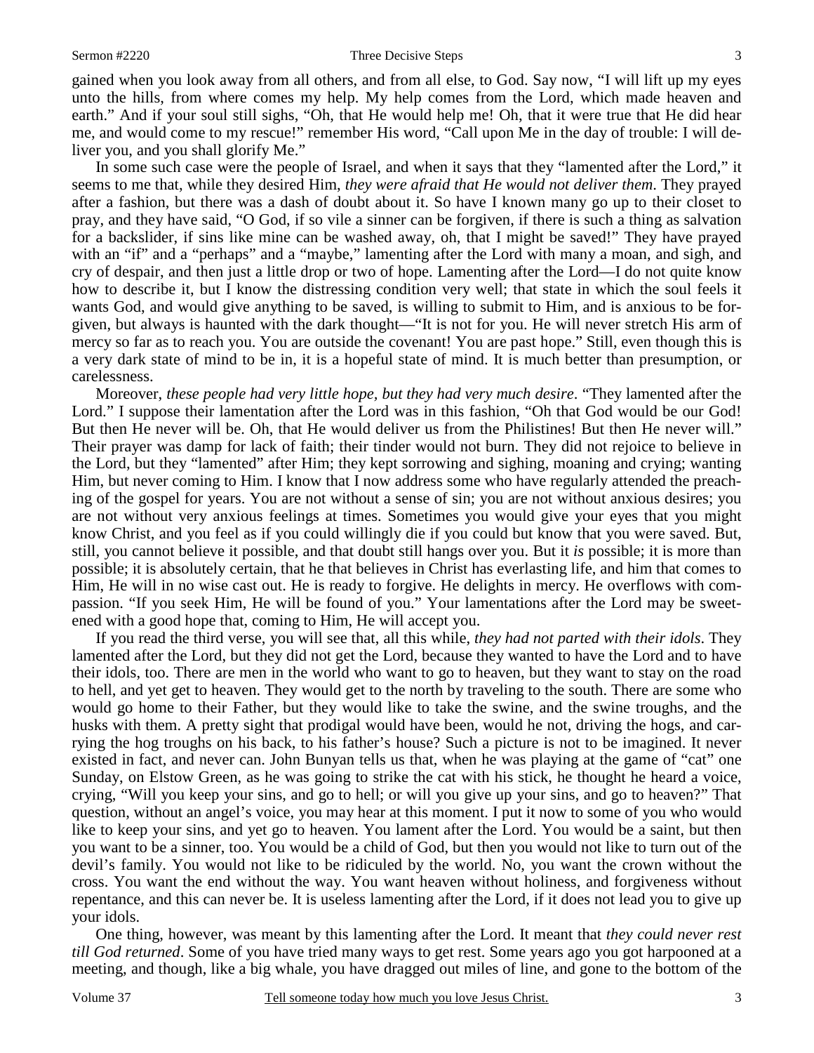gained when you look away from all others, and from all else, to God. Say now, "I will lift up my eyes unto the hills, from where comes my help. My help comes from the Lord, which made heaven and earth." And if your soul still sighs, "Oh, that He would help me! Oh, that it were true that He did hear me, and would come to my rescue!" remember His word, "Call upon Me in the day of trouble: I will deliver you, and you shall glorify Me."

In some such case were the people of Israel, and when it says that they "lamented after the Lord," it seems to me that, while they desired Him, *they were afraid that He would not deliver them*. They prayed after a fashion, but there was a dash of doubt about it. So have I known many go up to their closet to pray, and they have said, "O God, if so vile a sinner can be forgiven, if there is such a thing as salvation for a backslider, if sins like mine can be washed away, oh, that I might be saved!" They have prayed with an "if" and a "perhaps" and a "maybe," lamenting after the Lord with many a moan, and sigh, and cry of despair, and then just a little drop or two of hope. Lamenting after the Lord—I do not quite know how to describe it, but I know the distressing condition very well; that state in which the soul feels it wants God, and would give anything to be saved, is willing to submit to Him, and is anxious to be forgiven, but always is haunted with the dark thought—"It is not for you. He will never stretch His arm of mercy so far as to reach you. You are outside the covenant! You are past hope." Still, even though this is a very dark state of mind to be in, it is a hopeful state of mind. It is much better than presumption, or carelessness.

Moreover, *these people had very little hope, but they had very much desire*. "They lamented after the Lord." I suppose their lamentation after the Lord was in this fashion, "Oh that God would be our God! But then He never will be. Oh, that He would deliver us from the Philistines! But then He never will." Their prayer was damp for lack of faith; their tinder would not burn. They did not rejoice to believe in the Lord, but they "lamented" after Him; they kept sorrowing and sighing, moaning and crying; wanting Him, but never coming to Him. I know that I now address some who have regularly attended the preaching of the gospel for years. You are not without a sense of sin; you are not without anxious desires; you are not without very anxious feelings at times. Sometimes you would give your eyes that you might know Christ, and you feel as if you could willingly die if you could but know that you were saved. But, still, you cannot believe it possible, and that doubt still hangs over you. But it *is* possible; it is more than possible; it is absolutely certain, that he that believes in Christ has everlasting life, and him that comes to Him, He will in no wise cast out. He is ready to forgive. He delights in mercy. He overflows with compassion. "If you seek Him, He will be found of you." Your lamentations after the Lord may be sweetened with a good hope that, coming to Him, He will accept you.

If you read the third verse, you will see that, all this while, *they had not parted with their idols*. They lamented after the Lord, but they did not get the Lord, because they wanted to have the Lord and to have their idols, too. There are men in the world who want to go to heaven, but they want to stay on the road to hell, and yet get to heaven. They would get to the north by traveling to the south. There are some who would go home to their Father, but they would like to take the swine, and the swine troughs, and the husks with them. A pretty sight that prodigal would have been, would he not, driving the hogs, and carrying the hog troughs on his back, to his father's house? Such a picture is not to be imagined. It never existed in fact, and never can. John Bunyan tells us that, when he was playing at the game of "cat" one Sunday, on Elstow Green, as he was going to strike the cat with his stick, he thought he heard a voice, crying, "Will you keep your sins, and go to hell; or will you give up your sins, and go to heaven?" That question, without an angel's voice, you may hear at this moment. I put it now to some of you who would like to keep your sins, and yet go to heaven. You lament after the Lord. You would be a saint, but then you want to be a sinner, too. You would be a child of God, but then you would not like to turn out of the devil's family. You would not like to be ridiculed by the world. No, you want the crown without the cross. You want the end without the way. You want heaven without holiness, and forgiveness without repentance, and this can never be. It is useless lamenting after the Lord, if it does not lead you to give up your idols.

One thing, however, was meant by this lamenting after the Lord. It meant that *they could never rest till God returned*. Some of you have tried many ways to get rest. Some years ago you got harpooned at a meeting, and though, like a big whale, you have dragged out miles of line, and gone to the bottom of the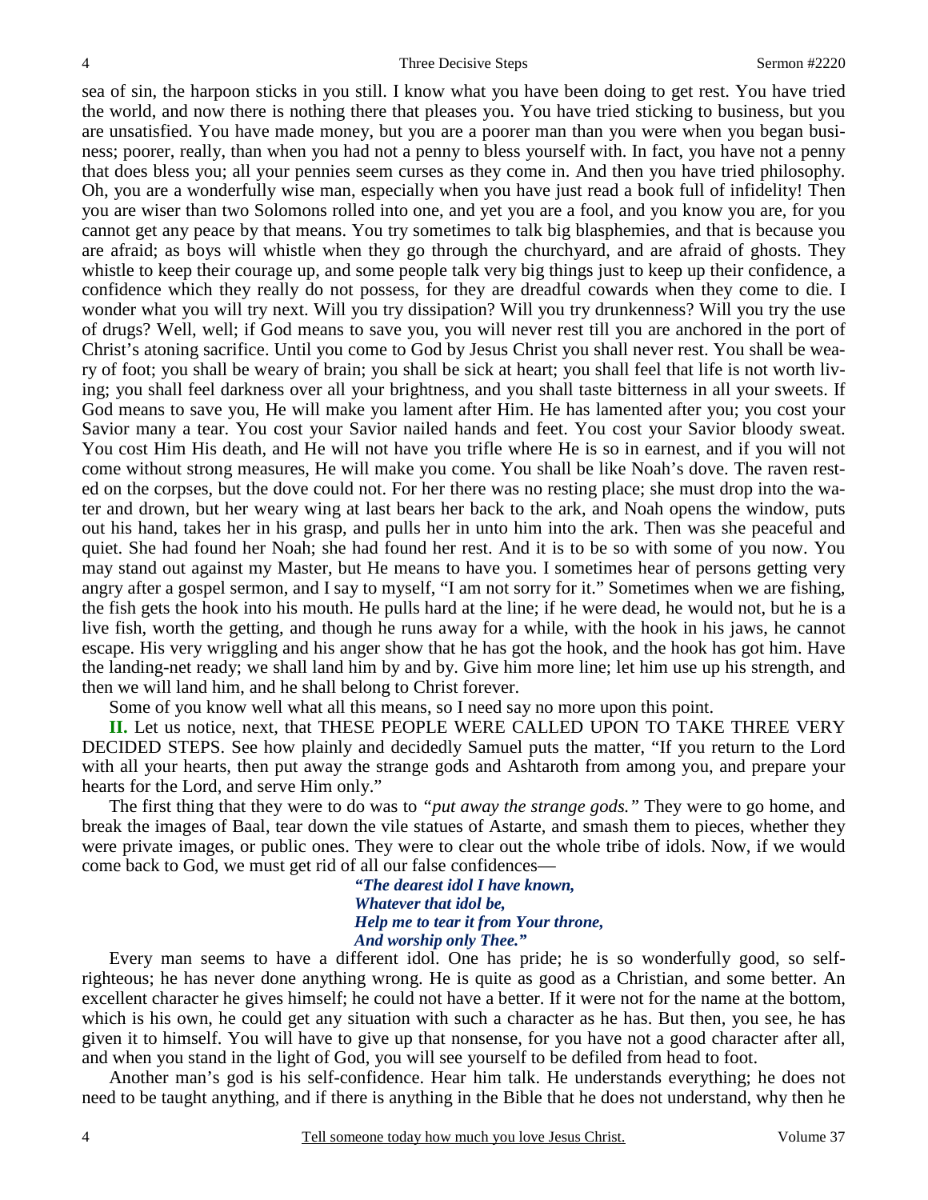sea of sin, the harpoon sticks in you still. I know what you have been doing to get rest. You have tried the world, and now there is nothing there that pleases you. You have tried sticking to business, but you are unsatisfied. You have made money, but you are a poorer man than you were when you began business; poorer, really, than when you had not a penny to bless yourself with. In fact, you have not a penny that does bless you; all your pennies seem curses as they come in. And then you have tried philosophy. Oh, you are a wonderfully wise man, especially when you have just read a book full of infidelity! Then you are wiser than two Solomons rolled into one, and yet you are a fool, and you know you are, for you cannot get any peace by that means. You try sometimes to talk big blasphemies, and that is because you are afraid; as boys will whistle when they go through the churchyard, and are afraid of ghosts. They whistle to keep their courage up, and some people talk very big things just to keep up their confidence, a confidence which they really do not possess, for they are dreadful cowards when they come to die. I wonder what you will try next. Will you try dissipation? Will you try drunkenness? Will you try the use of drugs? Well, well; if God means to save you, you will never rest till you are anchored in the port of Christ's atoning sacrifice. Until you come to God by Jesus Christ you shall never rest. You shall be weary of foot; you shall be weary of brain; you shall be sick at heart; you shall feel that life is not worth living; you shall feel darkness over all your brightness, and you shall taste bitterness in all your sweets. If God means to save you, He will make you lament after Him. He has lamented after you; you cost your Savior many a tear. You cost your Savior nailed hands and feet. You cost your Savior bloody sweat. You cost Him His death, and He will not have you trifle where He is so in earnest, and if you will not come without strong measures, He will make you come. You shall be like Noah's dove. The raven rested on the corpses, but the dove could not. For her there was no resting place; she must drop into the water and drown, but her weary wing at last bears her back to the ark, and Noah opens the window, puts out his hand, takes her in his grasp, and pulls her in unto him into the ark. Then was she peaceful and quiet. She had found her Noah; she had found her rest. And it is to be so with some of you now. You may stand out against my Master, but He means to have you. I sometimes hear of persons getting very angry after a gospel sermon, and I say to myself, "I am not sorry for it." Sometimes when we are fishing, the fish gets the hook into his mouth. He pulls hard at the line; if he were dead, he would not, but he is a live fish, worth the getting, and though he runs away for a while, with the hook in his jaws, he cannot escape. His very wriggling and his anger show that he has got the hook, and the hook has got him. Have the landing-net ready; we shall land him by and by. Give him more line; let him use up his strength, and then we will land him, and he shall belong to Christ forever.

Some of you know well what all this means, so I need say no more upon this point.

**II.** Let us notice, next, that THESE PEOPLE WERE CALLED UPON TO TAKE THREE VERY DECIDED STEPS. See how plainly and decidedly Samuel puts the matter, "If you return to the Lord with all your hearts, then put away the strange gods and Ashtaroth from among you, and prepare your hearts for the Lord, and serve Him only."

The first thing that they were to do was to *"put away the strange gods."* They were to go home, and break the images of Baal, tear down the vile statues of Astarte, and smash them to pieces, whether they were private images, or public ones. They were to clear out the whole tribe of idols. Now, if we would come back to God, we must get rid of all our false confidences—

> ***"The dearest idol I have known,***
> ***Whatever that idol be,***
> ***Help me to tear it from Your throne,***
> ***And worship only Thee."***

Every man seems to have a different idol. One has pride; he is so wonderfully good, so self-righteous; he has never done anything wrong. He is quite as good as a Christian, and some better. An excellent character he gives himself; he could not have a better. If it were not for the name at the bottom, which is his own, he could get any situation with such a character as he has. But then, you see, he has given it to himself. You will have to give up that nonsense, for you have not a good character after all, and when you stand in the light of God, you will see yourself to be defiled from head to foot.

Another man's god is his self-confidence. Hear him talk. He understands everything; he does not need to be taught anything, and if there is anything in the Bible that he does not understand, why then he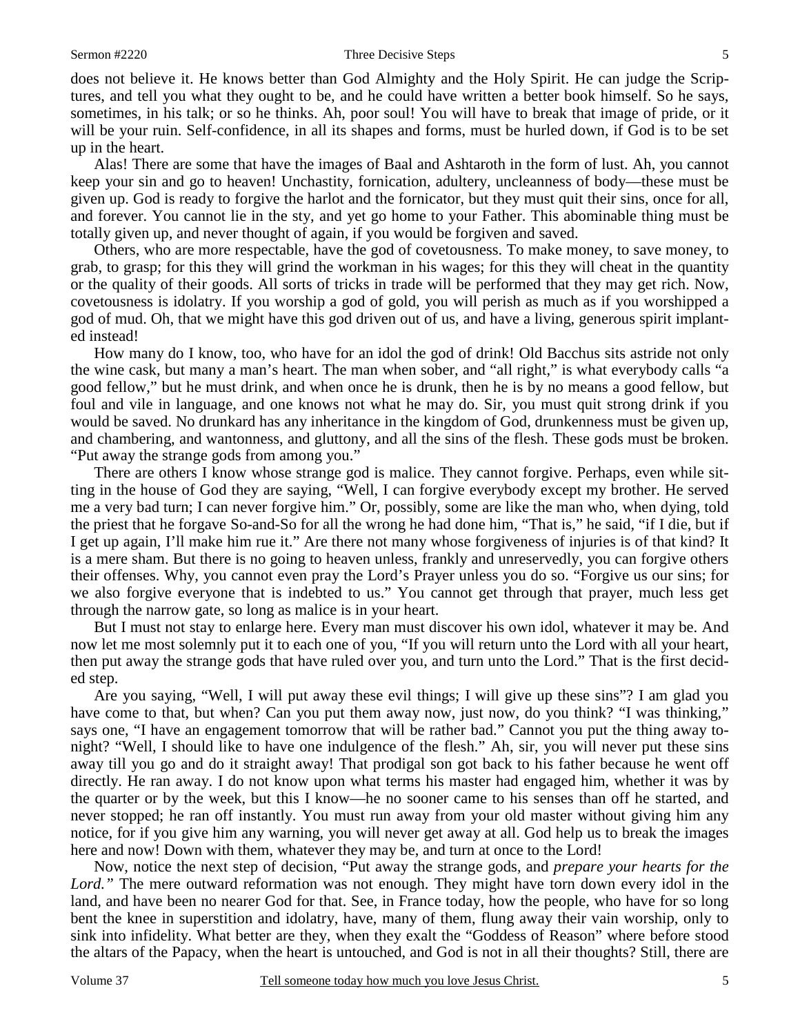does not believe it. He knows better than God Almighty and the Holy Spirit. He can judge the Scriptures, and tell you what they ought to be, and he could have written a better book himself. So he says, sometimes, in his talk; or so he thinks. Ah, poor soul! You will have to break that image of pride, or it will be your ruin. Self-confidence, in all its shapes and forms, must be hurled down, if God is to be set up in the heart.

Alas! There are some that have the images of Baal and Ashtaroth in the form of lust. Ah, you cannot keep your sin and go to heaven! Unchastity, fornication, adultery, uncleanness of body—these must be given up. God is ready to forgive the harlot and the fornicator, but they must quit their sins, once for all, and forever. You cannot lie in the sty, and yet go home to your Father. This abominable thing must be totally given up, and never thought of again, if you would be forgiven and saved.

Others, who are more respectable, have the god of covetousness. To make money, to save money, to grab, to grasp; for this they will grind the workman in his wages; for this they will cheat in the quantity or the quality of their goods. All sorts of tricks in trade will be performed that they may get rich. Now, covetousness is idolatry. If you worship a god of gold, you will perish as much as if you worshipped a god of mud. Oh, that we might have this god driven out of us, and have a living, generous spirit implanted instead!

How many do I know, too, who have for an idol the god of drink! Old Bacchus sits astride not only the wine cask, but many a man's heart. The man when sober, and "all right," is what everybody calls "a good fellow," but he must drink, and when once he is drunk, then he is by no means a good fellow, but foul and vile in language, and one knows not what he may do. Sir, you must quit strong drink if you would be saved. No drunkard has any inheritance in the kingdom of God, drunkenness must be given up, and chambering, and wantonness, and gluttony, and all the sins of the flesh. These gods must be broken. "Put away the strange gods from among you."

There are others I know whose strange god is malice. They cannot forgive. Perhaps, even while sitting in the house of God they are saying, "Well, I can forgive everybody except my brother. He served me a very bad turn; I can never forgive him." Or, possibly, some are like the man who, when dying, told the priest that he forgave So-and-So for all the wrong he had done him, "That is," he said, "if I die, but if I get up again, I'll make him rue it." Are there not many whose forgiveness of injuries is of that kind? It is a mere sham. But there is no going to heaven unless, frankly and unreservedly, you can forgive others their offenses. Why, you cannot even pray the Lord's Prayer unless you do so. "Forgive us our sins; for we also forgive everyone that is indebted to us." You cannot get through that prayer, much less get through the narrow gate, so long as malice is in your heart.

But I must not stay to enlarge here. Every man must discover his own idol, whatever it may be. And now let me most solemnly put it to each one of you, "If you will return unto the Lord with all your heart, then put away the strange gods that have ruled over you, and turn unto the Lord." That is the first decided step.

Are you saying, "Well, I will put away these evil things; I will give up these sins"? I am glad you have come to that, but when? Can you put them away now, just now, do you think? "I was thinking," says one, "I have an engagement tomorrow that will be rather bad." Cannot you put the thing away tonight? "Well, I should like to have one indulgence of the flesh." Ah, sir, you will never put these sins away till you go and do it straight away! That prodigal son got back to his father because he went off directly. He ran away. I do not know upon what terms his master had engaged him, whether it was by the quarter or by the week, but this I know—he no sooner came to his senses than off he started, and never stopped; he ran off instantly. You must run away from your old master without giving him any notice, for if you give him any warning, you will never get away at all. God help us to break the images here and now! Down with them, whatever they may be, and turn at once to the Lord!

Now, notice the next step of decision, "Put away the strange gods, and *prepare your hearts for the Lord."* The mere outward reformation was not enough. They might have torn down every idol in the land, and have been no nearer God for that. See, in France today, how the people, who have for so long bent the knee in superstition and idolatry, have, many of them, flung away their vain worship, only to sink into infidelity. What better are they, when they exalt the "Goddess of Reason" where before stood the altars of the Papacy, when the heart is untouched, and God is not in all their thoughts? Still, there are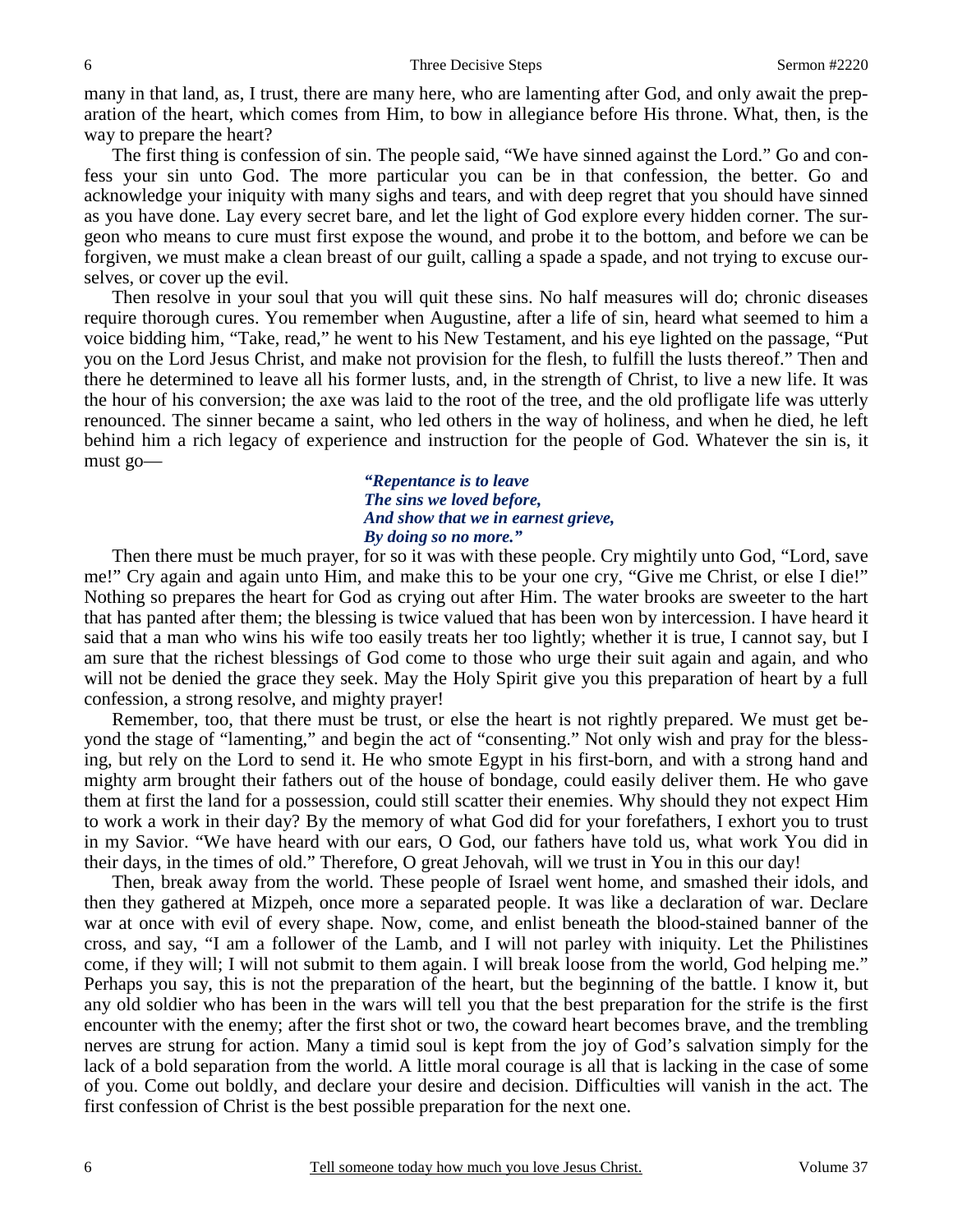many in that land, as, I trust, there are many here, who are lamenting after God, and only await the preparation of the heart, which comes from Him, to bow in allegiance before His throne. What, then, is the way to prepare the heart?

The first thing is confession of sin. The people said, "We have sinned against the Lord." Go and confess your sin unto God. The more particular you can be in that confession, the better. Go and acknowledge your iniquity with many sighs and tears, and with deep regret that you should have sinned as you have done. Lay every secret bare, and let the light of God explore every hidden corner. The surgeon who means to cure must first expose the wound, and probe it to the bottom, and before we can be forgiven, we must make a clean breast of our guilt, calling a spade a spade, and not trying to excuse ourselves, or cover up the evil.

Then resolve in your soul that you will quit these sins. No half measures will do; chronic diseases require thorough cures. You remember when Augustine, after a life of sin, heard what seemed to him a voice bidding him, "Take, read," he went to his New Testament, and his eye lighted on the passage, "Put you on the Lord Jesus Christ, and make not provision for the flesh, to fulfill the lusts thereof." Then and there he determined to leave all his former lusts, and, in the strength of Christ, to live a new life. It was the hour of his conversion; the axe was laid to the root of the tree, and the old profligate life was utterly renounced. The sinner became a saint, who led others in the way of holiness, and when he died, he left behind him a rich legacy of experience and instruction for the people of God. Whatever the sin is, it must go—

> ***"Repentance is to leave***
> ***The sins we loved before,***
> ***And show that we in earnest grieve,***
> ***By doing so no more."***

Then there must be much prayer, for so it was with these people. Cry mightily unto God, "Lord, save me!" Cry again and again unto Him, and make this to be your one cry, "Give me Christ, or else I die!" Nothing so prepares the heart for God as crying out after Him. The water brooks are sweeter to the hart that has panted after them; the blessing is twice valued that has been won by intercession. I have heard it said that a man who wins his wife too easily treats her too lightly; whether it is true, I cannot say, but I am sure that the richest blessings of God come to those who urge their suit again and again, and who will not be denied the grace they seek. May the Holy Spirit give you this preparation of heart by a full confession, a strong resolve, and mighty prayer!

Remember, too, that there must be trust, or else the heart is not rightly prepared. We must get beyond the stage of "lamenting," and begin the act of "consenting." Not only wish and pray for the blessing, but rely on the Lord to send it. He who smote Egypt in his first-born, and with a strong hand and mighty arm brought their fathers out of the house of bondage, could easily deliver them. He who gave them at first the land for a possession, could still scatter their enemies. Why should they not expect Him to work a work in their day? By the memory of what God did for your forefathers, I exhort you to trust in my Savior. "We have heard with our ears, O God, our fathers have told us, what work You did in their days, in the times of old." Therefore, O great Jehovah, will we trust in You in this our day!

Then, break away from the world. These people of Israel went home, and smashed their idols, and then they gathered at Mizpeh, once more a separated people. It was like a declaration of war. Declare war at once with evil of every shape. Now, come, and enlist beneath the blood-stained banner of the cross, and say, "I am a follower of the Lamb, and I will not parley with iniquity. Let the Philistines come, if they will; I will not submit to them again. I will break loose from the world, God helping me." Perhaps you say, this is not the preparation of the heart, but the beginning of the battle. I know it, but any old soldier who has been in the wars will tell you that the best preparation for the strife is the first encounter with the enemy; after the first shot or two, the coward heart becomes brave, and the trembling nerves are strung for action. Many a timid soul is kept from the joy of God's salvation simply for the lack of a bold separation from the world. A little moral courage is all that is lacking in the case of some of you. Come out boldly, and declare your desire and decision. Difficulties will vanish in the act. The first confession of Christ is the best possible preparation for the next one.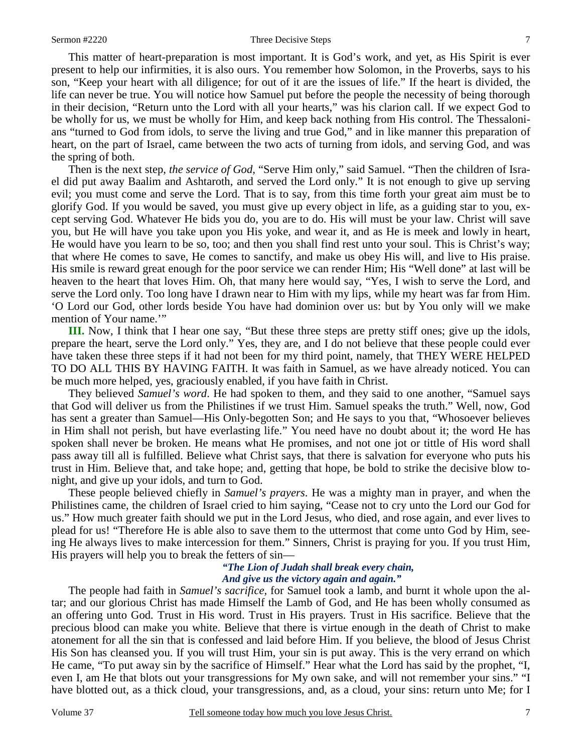This matter of heart-preparation is most important. It is God's work, and yet, as His Spirit is ever present to help our infirmities, it is also ours. You remember how Solomon, in the Proverbs, says to his son, "Keep your heart with all diligence; for out of it are the issues of life." If the heart is divided, the life can never be true. You will notice how Samuel put before the people the necessity of being thorough in their decision, "Return unto the Lord with all your hearts," was his clarion call. If we expect God to be wholly for us, we must be wholly for Him, and keep back nothing from His control. The Thessalonians "turned to God from idols, to serve the living and true God," and in like manner this preparation of heart, on the part of Israel, came between the two acts of turning from idols, and serving God, and was the spring of both.

Then is the next step, *the service of God*, "Serve Him only," said Samuel. "Then the children of Israel did put away Baalim and Ashtaroth, and served the Lord only." It is not enough to give up serving evil; you must come and serve the Lord. That is to say, from this time forth your great aim must be to glorify God. If you would be saved, you must give up every object in life, as a guiding star to you, except serving God. Whatever He bids you do, you are to do. His will must be your law. Christ will save you, but He will have you take upon you His yoke, and wear it, and as He is meek and lowly in heart, He would have you learn to be so, too; and then you shall find rest unto your soul. This is Christ's way; that where He comes to save, He comes to sanctify, and make us obey His will, and live to His praise. His smile is reward great enough for the poor service we can render Him; His "Well done" at last will be heaven to the heart that loves Him. Oh, that many here would say, "Yes, I wish to serve the Lord, and serve the Lord only. Too long have I drawn near to Him with my lips, while my heart was far from Him. 'O Lord our God, other lords beside You have had dominion over us: but by You only will we make mention of Your name.'"

**III.** Now, I think that I hear one say, "But these three steps are pretty stiff ones; give up the idols, prepare the heart, serve the Lord only." Yes, they are, and I do not believe that these people could ever have taken these three steps if it had not been for my third point, namely, that THEY WERE HELPED TO DO ALL THIS BY HAVING FAITH. It was faith in Samuel, as we have already noticed. You can be much more helped, yes, graciously enabled, if you have faith in Christ.

They believed *Samuel's word*. He had spoken to them, and they said to one another, "Samuel says that God will deliver us from the Philistines if we trust Him. Samuel speaks the truth." Well, now, God has sent a greater than Samuel—His Only-begotten Son; and He says to you that, "Whosoever believes in Him shall not perish, but have everlasting life." You need have no doubt about it; the word He has spoken shall never be broken. He means what He promises, and not one jot or tittle of His word shall pass away till all is fulfilled. Believe what Christ says, that there is salvation for everyone who puts his trust in Him. Believe that, and take hope; and, getting that hope, be bold to strike the decisive blow tonight, and give up your idols, and turn to God.

These people believed chiefly in *Samuel's prayers*. He was a mighty man in prayer, and when the Philistines came, the children of Israel cried to him saying, "Cease not to cry unto the Lord our God for us." How much greater faith should we put in the Lord Jesus, who died, and rose again, and ever lives to plead for us! "Therefore He is able also to save them to the uttermost that come unto God by Him, seeing He always lives to make intercession for them." Sinners, Christ is praying for you. If you trust Him, His prayers will help you to break the fetters of sin—

*"The Lion of Judah shall break every chain,*
*And give us the victory again and again."*

The people had faith in *Samuel's sacrifice*, for Samuel took a lamb, and burnt it whole upon the altar; and our glorious Christ has made Himself the Lamb of God, and He has been wholly consumed as an offering unto God. Trust in His word. Trust in His prayers. Trust in His sacrifice. Believe that the precious blood can make you white. Believe that there is virtue enough in the death of Christ to make atonement for all the sin that is confessed and laid before Him. If you believe, the blood of Jesus Christ His Son has cleansed you. If you will trust Him, your sin is put away. This is the very errand on which He came, "To put away sin by the sacrifice of Himself." Hear what the Lord has said by the prophet, "I, even I, am He that blots out your transgressions for My own sake, and will not remember your sins." "I have blotted out, as a thick cloud, your transgressions, and, as a cloud, your sins: return unto Me; for I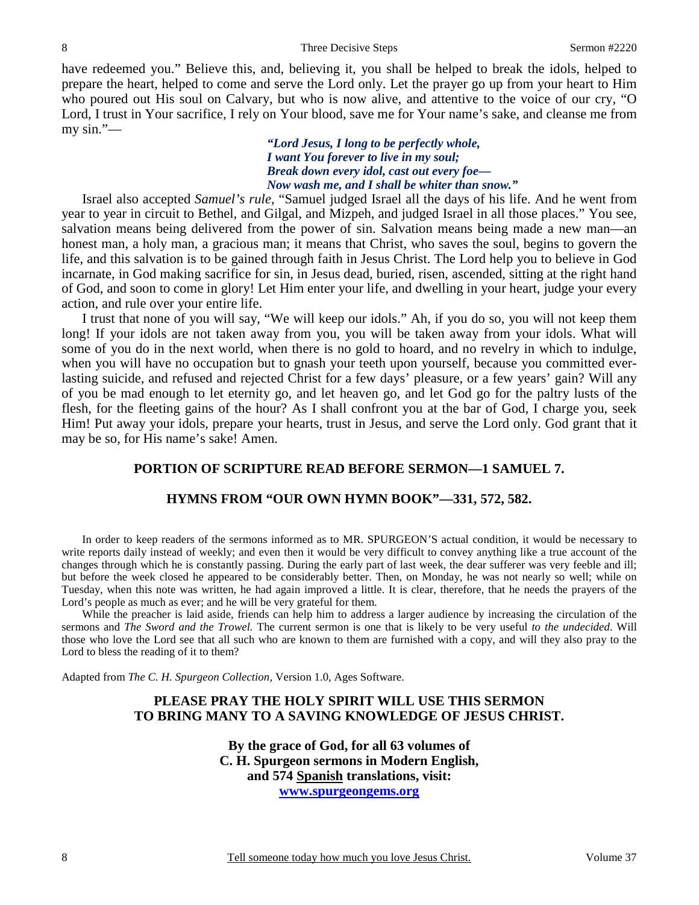have redeemed you." Believe this, and, believing it, you shall be helped to break the idols, helped to prepare the heart, helped to come and serve the Lord only. Let the prayer go up from your heart to Him who poured out His soul on Calvary, but who is now alive, and attentive to the voice of our cry, "O Lord, I trust in Your sacrifice, I rely on Your blood, save me for Your name's sake, and cleanse me from my sin."—

> ***"Lord Jesus, I long to be perfectly whole,***
> ***I want You forever to live in my soul;***
> ***Break down every idol, cast out every foe—***
> ***Now wash me, and I shall be whiter than snow."***

Israel also accepted *Samuel's rule,* "Samuel judged Israel all the days of his life. And he went from year to year in circuit to Bethel, and Gilgal, and Mizpeh, and judged Israel in all those places." You see, salvation means being delivered from the power of sin. Salvation means being made a new man—an honest man, a holy man, a gracious man; it means that Christ, who saves the soul, begins to govern the life, and this salvation is to be gained through faith in Jesus Christ. The Lord help you to believe in God incarnate, in God making sacrifice for sin, in Jesus dead, buried, risen, ascended, sitting at the right hand of God, and soon to come in glory! Let Him enter your life, and dwelling in your heart, judge your every action, and rule over your entire life.

I trust that none of you will say, "We will keep our idols." Ah, if you do so, you will not keep them long! If your idols are not taken away from you, you will be taken away from your idols. What will some of you do in the next world, when there is no gold to hoard, and no revelry in which to indulge, when you will have no occupation but to gnash your teeth upon yourself, because you committed everlasting suicide, and refused and rejected Christ for a few days' pleasure, or a few years' gain? Will any of you be mad enough to let eternity go, and let heaven go, and let God go for the paltry lusts of the flesh, for the fleeting gains of the hour? As I shall confront you at the bar of God, I charge you, seek Him! Put away your idols, prepare your hearts, trust in Jesus, and serve the Lord only. God grant that it may be so, for His name's sake! Amen.

## PORTION OF SCRIPTURE READ BEFORE SERMON—1 SAMUEL 7.

## HYMNS FROM "OUR OWN HYMN BOOK"—331, 572, 582.

In order to keep readers of the sermons informed as to MR. SPURGEON'S actual condition, it would be necessary to write reports daily instead of weekly; and even then it would be very difficult to convey anything like a true account of the changes through which he is constantly passing. During the early part of last week, the dear sufferer was very feeble and ill; but before the week closed he appeared to be considerably better. Then, on Monday, he was not nearly so well; while on Tuesday, when this note was written, he had again improved a little. It is clear, therefore, that he needs the prayers of the Lord's people as much as ever; and he will be very grateful for them.

While the preacher is laid aside, friends can help him to address a larger audience by increasing the circulation of the sermons and *The Sword and the Trowel.* The current sermon is one that is likely to be very useful *to the undecided*. Will those who love the Lord see that all such who are known to them are furnished with a copy, and will they also pray to the Lord to bless the reading of it to them?

Adapted from *The C. H. Spurgeon Collection*, Version 1.0, Ages Software.

**PLEASE PRAY THE HOLY SPIRIT WILL USE THIS SERMON TO BRING MANY TO A SAVING KNOWLEDGE OF JESUS CHRIST.**

**By the grace of God, for all 63 volumes of C. H. Spurgeon sermons in Modern English, and 574 Spanish translations, visit: www.spurgeongems.org**